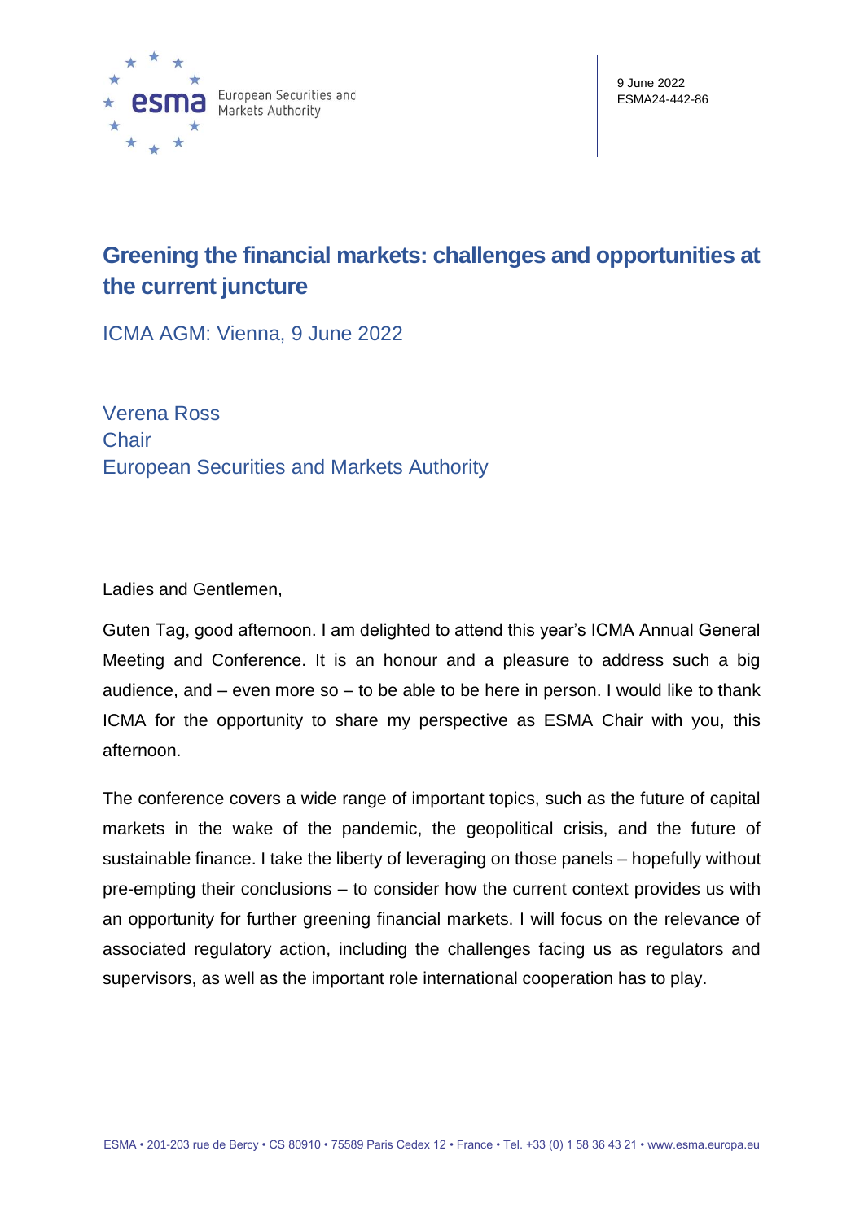9 June 2022
ESMA24-442-86

# Greening the financial markets: challenges and opportunities at the current juncture

ICMA AGM: Vienna, 9 June 2022

Verena Ross
Chair
European Securities and Markets Authority

Ladies and Gentlemen,

Guten Tag, good afternoon. I am delighted to attend this year's ICMA Annual General Meeting and Conference. It is an honour and a pleasure to address such a big audience, and – even more so – to be able to be here in person. I would like to thank ICMA for the opportunity to share my perspective as ESMA Chair with you, this afternoon.

The conference covers a wide range of important topics, such as the future of capital markets in the wake of the pandemic, the geopolitical crisis, and the future of sustainable finance. I take the liberty of leveraging on those panels – hopefully without pre-empting their conclusions – to consider how the current context provides us with an opportunity for further greening financial markets. I will focus on the relevance of associated regulatory action, including the challenges facing us as regulators and supervisors, as well as the important role international cooperation has to play.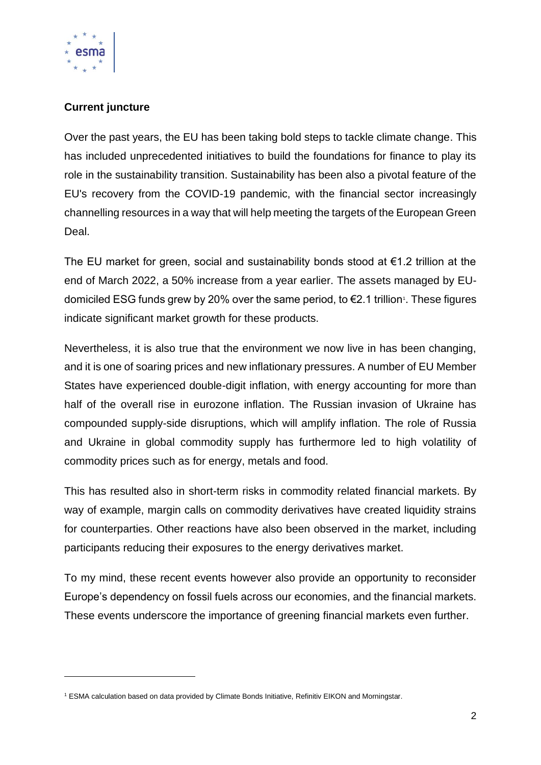**Current juncture**

Over the past years, the EU has been taking bold steps to tackle climate change. This has included unprecedented initiatives to build the foundations for finance to play its role in the sustainability transition. Sustainability has been also a pivotal feature of the EU's recovery from the COVID-19 pandemic, with the financial sector increasingly channelling resources in a way that will help meeting the targets of the European Green Deal.

The EU market for green, social and sustainability bonds stood at €1.2 trillion at the end of March 2022, a 50% increase from a year earlier. The assets managed by EU-domiciled ESG funds grew by 20% over the same period, to €2.1 trillion[1]. These figures indicate significant market growth for these products.

Nevertheless, it is also true that the environment we now live in has been changing, and it is one of soaring prices and new inflationary pressures. A number of EU Member States have experienced double-digit inflation, with energy accounting for more than half of the overall rise in eurozone inflation. The Russian invasion of Ukraine has compounded supply-side disruptions, which will amplify inflation. The role of Russia and Ukraine in global commodity supply has furthermore led to high volatility of commodity prices such as for energy, metals and food.

This has resulted also in short-term risks in commodity related financial markets. By way of example, margin calls on commodity derivatives have created liquidity strains for counterparties. Other reactions have also been observed in the market, including participants reducing their exposures to the energy derivatives market.

To my mind, these recent events however also provide an opportunity to reconsider Europe's dependency on fossil fuels across our economies, and the financial markets. These events underscore the importance of greening financial markets even further.

---

[1] ESMA calculation based on data provided by Climate Bonds Initiative, Refinitiv EIKON and Morningstar.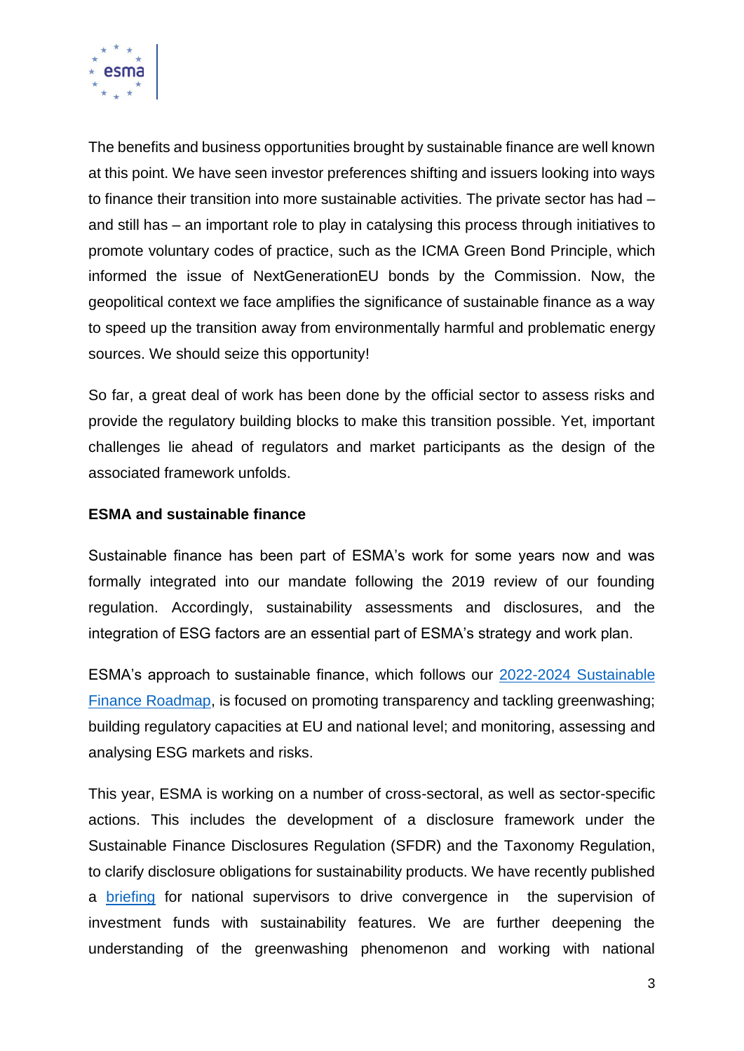The benefits and business opportunities brought by sustainable finance are well known at this point. We have seen investor preferences shifting and issuers looking into ways to finance their transition into more sustainable activities. The private sector has had – and still has – an important role to play in catalysing this process through initiatives to promote voluntary codes of practice, such as the ICMA Green Bond Principle, which informed the issue of NextGenerationEU bonds by the Commission. Now, the geopolitical context we face amplifies the significance of sustainable finance as a way to speed up the transition away from environmentally harmful and problematic energy sources. We should seize this opportunity!

So far, a great deal of work has been done by the official sector to assess risks and provide the regulatory building blocks to make this transition possible. Yet, important challenges lie ahead of regulators and market participants as the design of the associated framework unfolds.

**ESMA and sustainable finance**

Sustainable finance has been part of ESMA's work for some years now and was formally integrated into our mandate following the 2019 review of our founding regulation. Accordingly, sustainability assessments and disclosures, and the integration of ESG factors are an essential part of ESMA's strategy and work plan.

ESMA's approach to sustainable finance, which follows our [2022-2024 Sustainable Finance Roadmap](), is focused on promoting transparency and tackling greenwashing; building regulatory capacities at EU and national level; and monitoring, assessing and analysing ESG markets and risks.

This year, ESMA is working on a number of cross-sectoral, as well as sector-specific actions. This includes the development of a disclosure framework under the Sustainable Finance Disclosures Regulation (SFDR) and the Taxonomy Regulation, to clarify disclosure obligations for sustainability products. We have recently published a [briefing]() for national supervisors to drive convergence in the supervision of investment funds with sustainability features. We are further deepening the understanding of the greenwashing phenomenon and working with national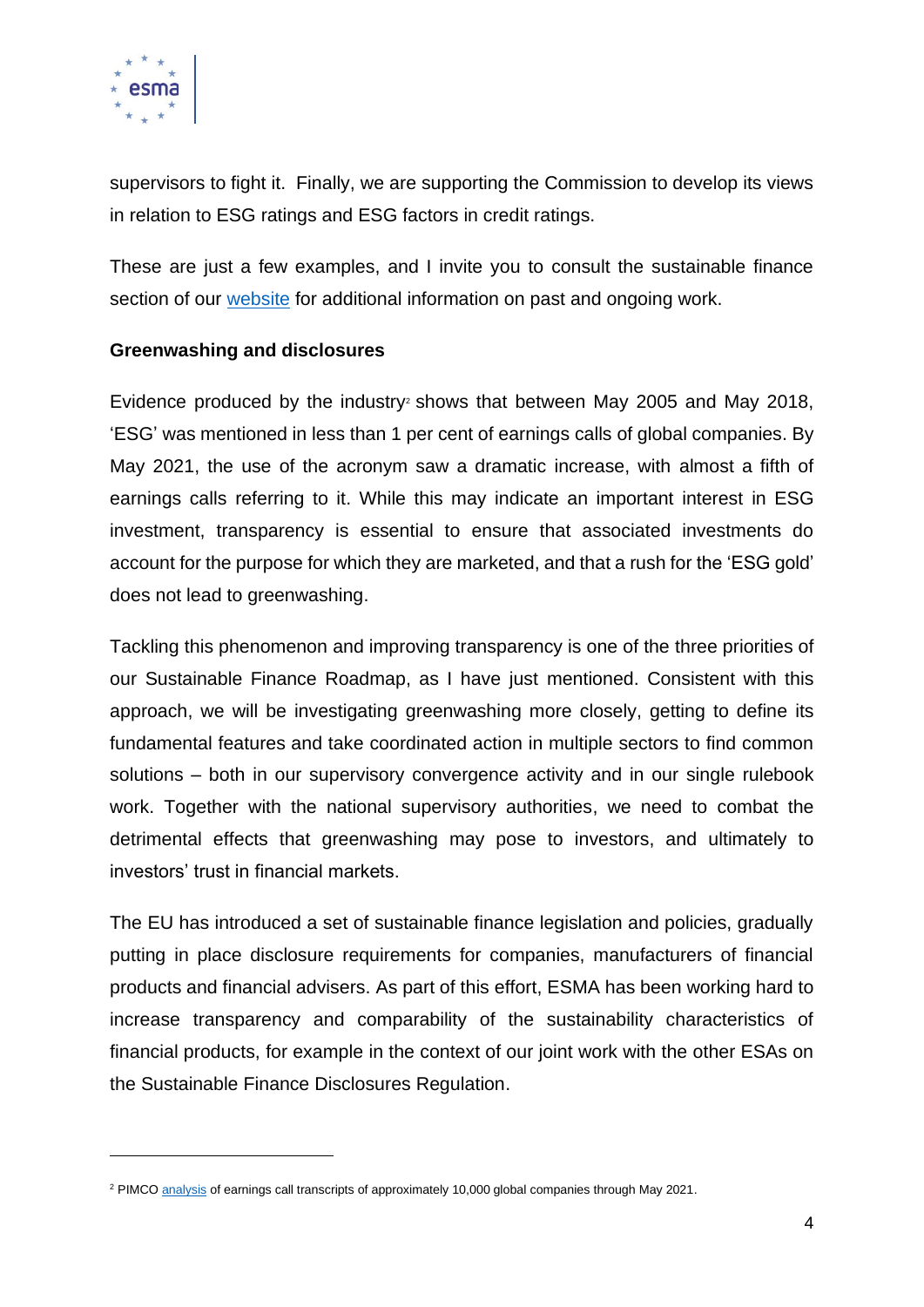supervisors to fight it. Finally, we are supporting the Commission to develop its views in relation to ESG ratings and ESG factors in credit ratings.

These are just a few examples, and I invite you to consult the sustainable finance section of our website for additional information on past and ongoing work.

**Greenwashing and disclosures**

Evidence produced by the industry[2] shows that between May 2005 and May 2018, 'ESG' was mentioned in less than 1 per cent of earnings calls of global companies. By May 2021, the use of the acronym saw a dramatic increase, with almost a fifth of earnings calls referring to it. While this may indicate an important interest in ESG investment, transparency is essential to ensure that associated investments do account for the purpose for which they are marketed, and that a rush for the 'ESG gold' does not lead to greenwashing.

Tackling this phenomenon and improving transparency is one of the three priorities of our Sustainable Finance Roadmap, as I have just mentioned. Consistent with this approach, we will be investigating greenwashing more closely, getting to define its fundamental features and take coordinated action in multiple sectors to find common solutions – both in our supervisory convergence activity and in our single rulebook work. Together with the national supervisory authorities, we need to combat the detrimental effects that greenwashing may pose to investors, and ultimately to investors' trust in financial markets.

The EU has introduced a set of sustainable finance legislation and policies, gradually putting in place disclosure requirements for companies, manufacturers of financial products and financial advisers. As part of this effort, ESMA has been working hard to increase transparency and comparability of the sustainability characteristics of financial products, for example in the context of our joint work with the other ESAs on the Sustainable Finance Disclosures Regulation.

---

[2] PIMCO analysis of earnings call transcripts of approximately 10,000 global companies through May 2021.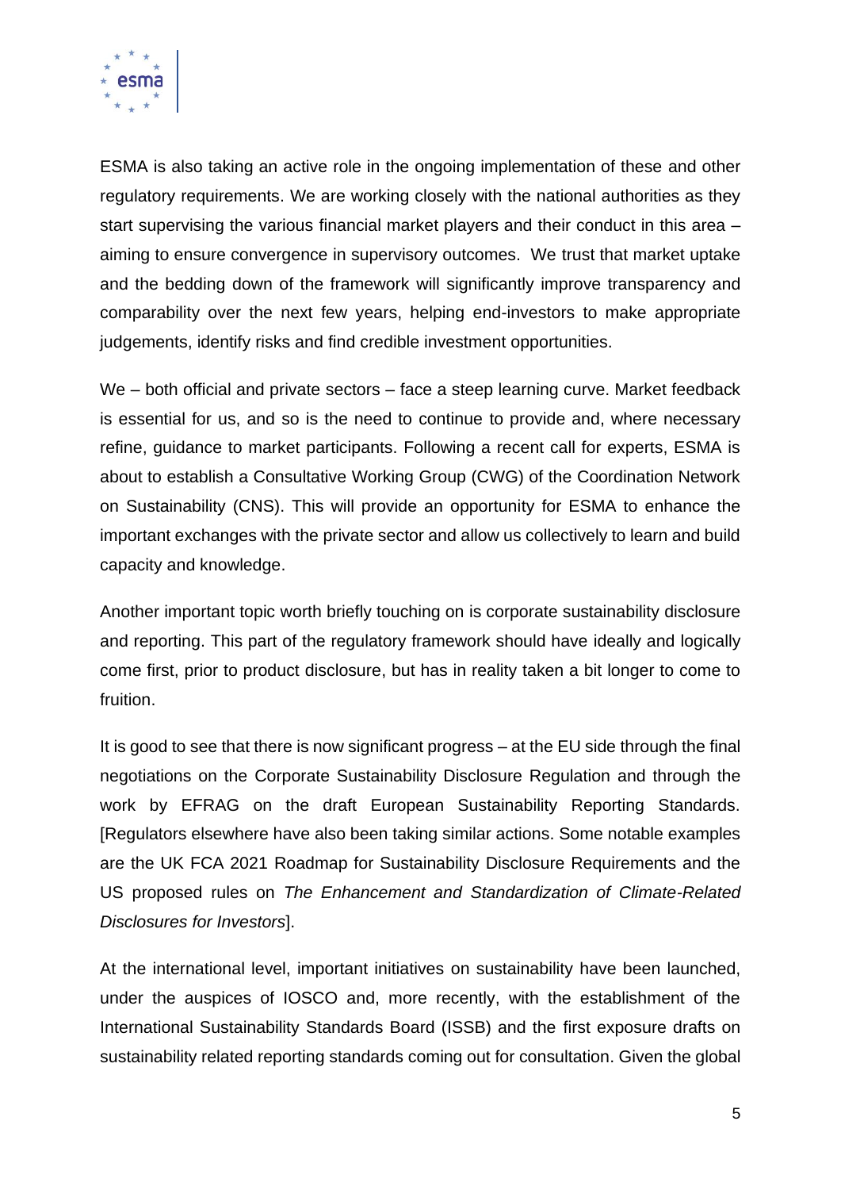ESMA is also taking an active role in the ongoing implementation of these and other regulatory requirements. We are working closely with the national authorities as they start supervising the various financial market players and their conduct in this area – aiming to ensure convergence in supervisory outcomes. We trust that market uptake and the bedding down of the framework will significantly improve transparency and comparability over the next few years, helping end-investors to make appropriate judgements, identify risks and find credible investment opportunities.

We – both official and private sectors – face a steep learning curve. Market feedback is essential for us, and so is the need to continue to provide and, where necessary refine, guidance to market participants. Following a recent call for experts, ESMA is about to establish a Consultative Working Group (CWG) of the Coordination Network on Sustainability (CNS). This will provide an opportunity for ESMA to enhance the important exchanges with the private sector and allow us collectively to learn and build capacity and knowledge.

Another important topic worth briefly touching on is corporate sustainability disclosure and reporting. This part of the regulatory framework should have ideally and logically come first, prior to product disclosure, but has in reality taken a bit longer to come to fruition.

It is good to see that there is now significant progress – at the EU side through the final negotiations on the Corporate Sustainability Disclosure Regulation and through the work by EFRAG on the draft European Sustainability Reporting Standards. [Regulators elsewhere have also been taking similar actions. Some notable examples are the UK FCA 2021 Roadmap for Sustainability Disclosure Requirements and the US proposed rules on *The Enhancement and Standardization of Climate-Related Disclosures for Investors*].

At the international level, important initiatives on sustainability have been launched, under the auspices of IOSCO and, more recently, with the establishment of the International Sustainability Standards Board (ISSB) and the first exposure drafts on sustainability related reporting standards coming out for consultation. Given the global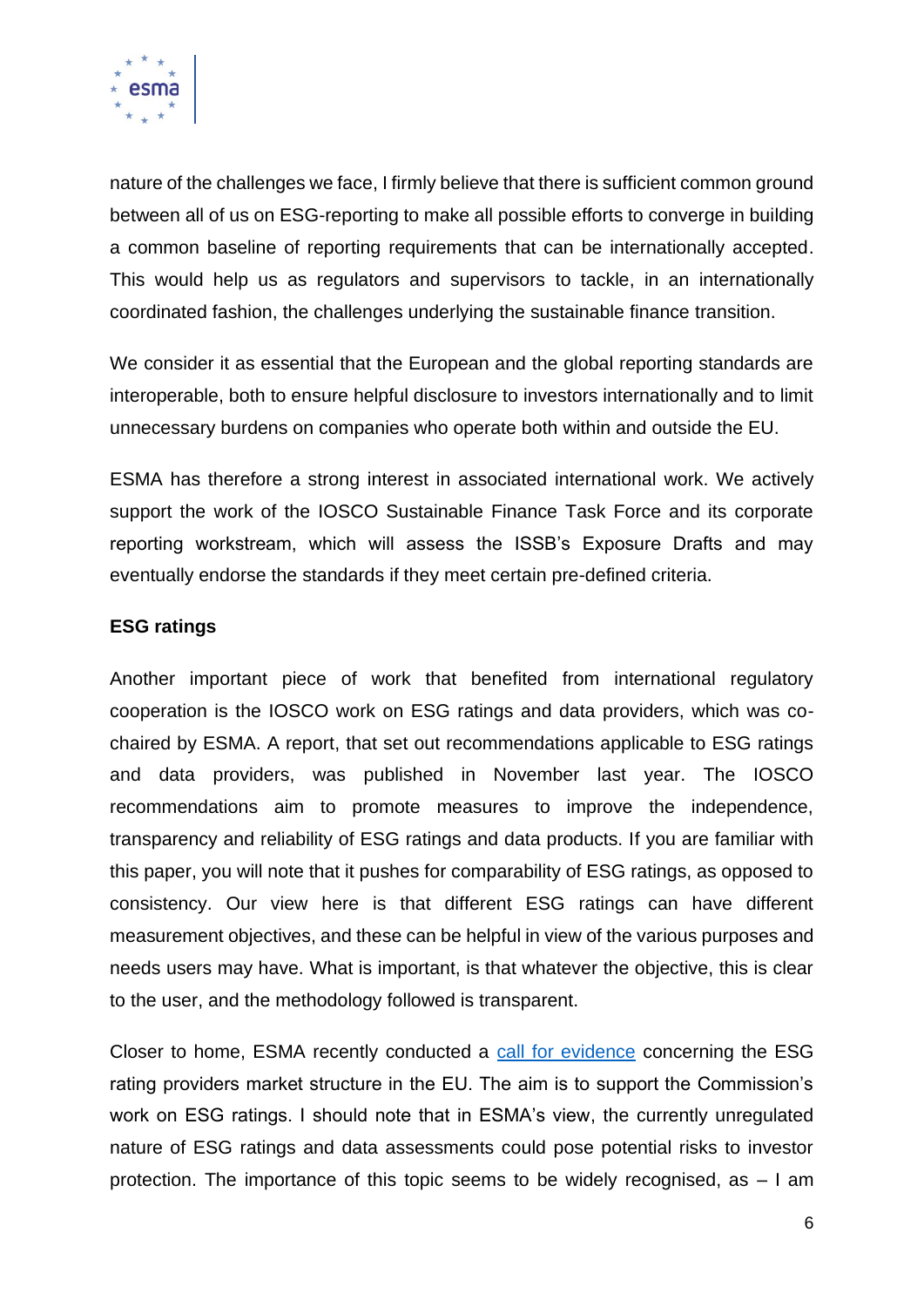nature of the challenges we face, I firmly believe that there is sufficient common ground between all of us on ESG-reporting to make all possible efforts to converge in building a common baseline of reporting requirements that can be internationally accepted. This would help us as regulators and supervisors to tackle, in an internationally coordinated fashion, the challenges underlying the sustainable finance transition.

We consider it as essential that the European and the global reporting standards are interoperable, both to ensure helpful disclosure to investors internationally and to limit unnecessary burdens on companies who operate both within and outside the EU.

ESMA has therefore a strong interest in associated international work. We actively support the work of the IOSCO Sustainable Finance Task Force and its corporate reporting workstream, which will assess the ISSB's Exposure Drafts and may eventually endorse the standards if they meet certain pre-defined criteria.

**ESG ratings**

Another important piece of work that benefited from international regulatory cooperation is the IOSCO work on ESG ratings and data providers, which was co-chaired by ESMA. A report, that set out recommendations applicable to ESG ratings and data providers, was published in November last year. The IOSCO recommendations aim to promote measures to improve the independence, transparency and reliability of ESG ratings and data products. If you are familiar with this paper, you will note that it pushes for comparability of ESG ratings, as opposed to consistency. Our view here is that different ESG ratings can have different measurement objectives, and these can be helpful in view of the various purposes and needs users may have. What is important, is that whatever the objective, this is clear to the user, and the methodology followed is transparent.

Closer to home, ESMA recently conducted a call for evidence concerning the ESG rating providers market structure in the EU. The aim is to support the Commission's work on ESG ratings. I should note that in ESMA's view, the currently unregulated nature of ESG ratings and data assessments could pose potential risks to investor protection. The importance of this topic seems to be widely recognised, as – I am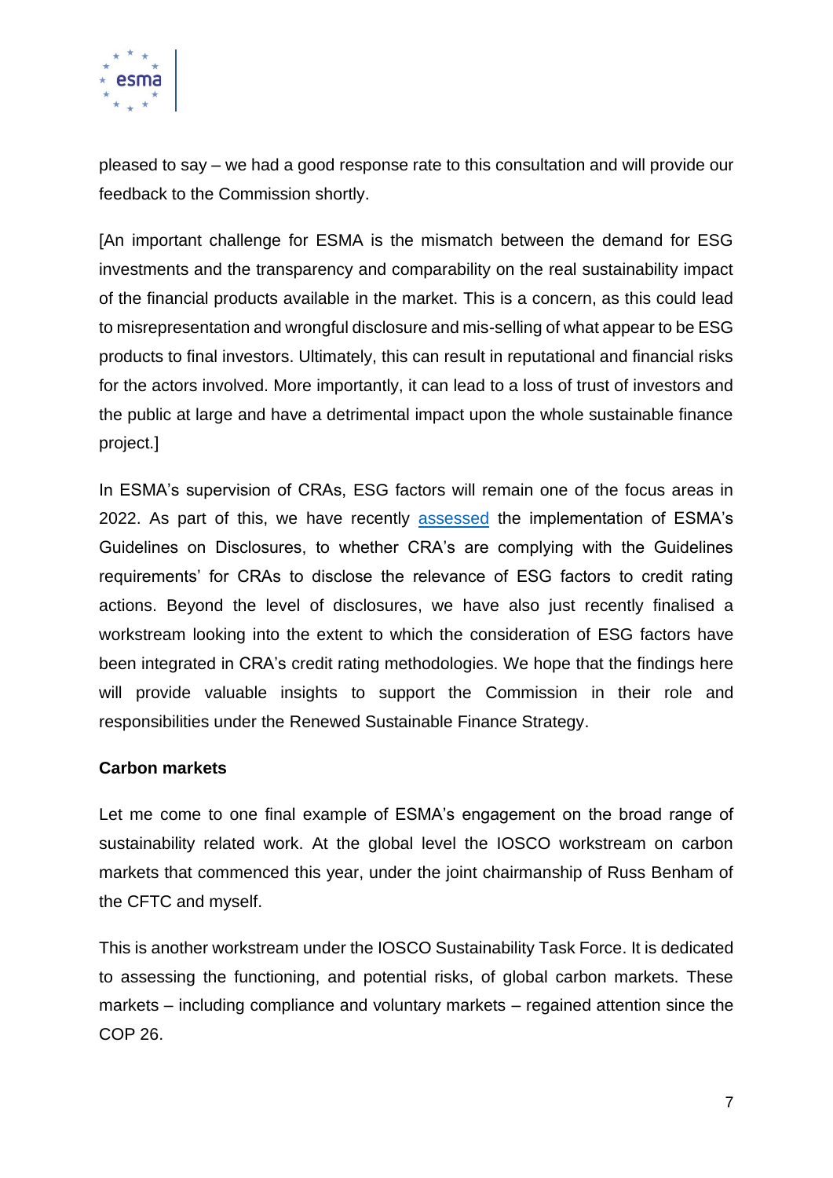pleased to say – we had a good response rate to this consultation and will provide our feedback to the Commission shortly.

[An important challenge for ESMA is the mismatch between the demand for ESG investments and the transparency and comparability on the real sustainability impact of the financial products available in the market. This is a concern, as this could lead to misrepresentation and wrongful disclosure and mis-selling of what appear to be ESG products to final investors. Ultimately, this can result in reputational and financial risks for the actors involved. More importantly, it can lead to a loss of trust of investors and the public at large and have a detrimental impact upon the whole sustainable finance project.]

In ESMA's supervision of CRAs, ESG factors will remain one of the focus areas in 2022. As part of this, we have recently assessed the implementation of ESMA's Guidelines on Disclosures, to whether CRA's are complying with the Guidelines requirements' for CRAs to disclose the relevance of ESG factors to credit rating actions. Beyond the level of disclosures, we have also just recently finalised a workstream looking into the extent to which the consideration of ESG factors have been integrated in CRA's credit rating methodologies. We hope that the findings here will provide valuable insights to support the Commission in their role and responsibilities under the Renewed Sustainable Finance Strategy.

**Carbon markets**

Let me come to one final example of ESMA's engagement on the broad range of sustainability related work. At the global level the IOSCO workstream on carbon markets that commenced this year, under the joint chairmanship of Russ Benham of the CFTC and myself.

This is another workstream under the IOSCO Sustainability Task Force. It is dedicated to assessing the functioning, and potential risks, of global carbon markets. These markets – including compliance and voluntary markets – regained attention since the COP 26.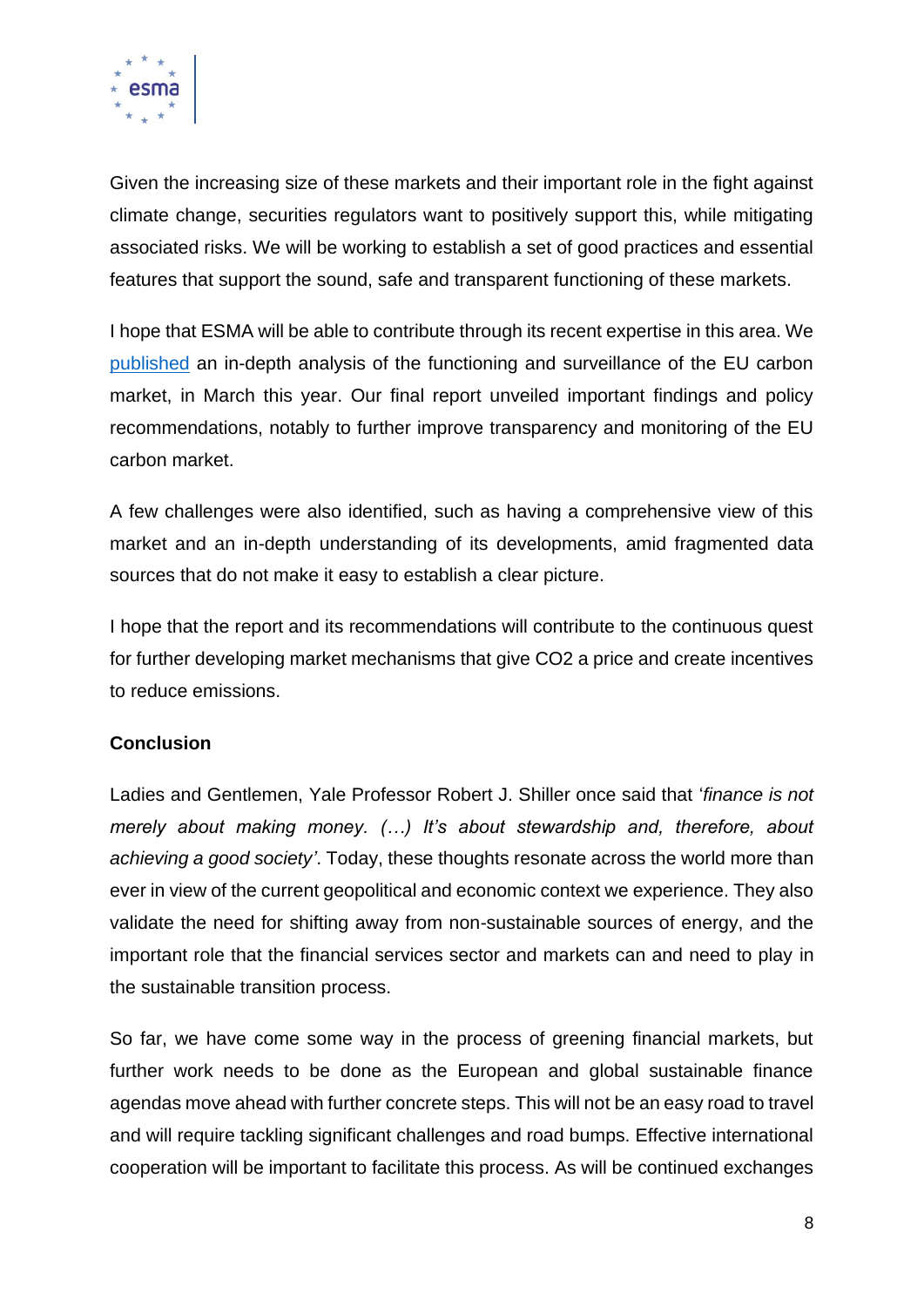Given the increasing size of these markets and their important role in the fight against climate change, securities regulators want to positively support this, while mitigating associated risks. We will be working to establish a set of good practices and essential features that support the sound, safe and transparent functioning of these markets.

I hope that ESMA will be able to contribute through its recent expertise in this area. We published an in-depth analysis of the functioning and surveillance of the EU carbon market, in March this year. Our final report unveiled important findings and policy recommendations, notably to further improve transparency and monitoring of the EU carbon market.

A few challenges were also identified, such as having a comprehensive view of this market and an in-depth understanding of its developments, amid fragmented data sources that do not make it easy to establish a clear picture.

I hope that the report and its recommendations will contribute to the continuous quest for further developing market mechanisms that give $CO_2$ a price and create incentives to reduce emissions.

**Conclusion**

Ladies and Gentlemen, Yale Professor Robert J. Shiller once said that '*finance is not merely about making money. (…) It's about stewardship and, therefore, about achieving a good society'*. Today, these thoughts resonate across the world more than ever in view of the current geopolitical and economic context we experience. They also validate the need for shifting away from non-sustainable sources of energy, and the important role that the financial services sector and markets can and need to play in the sustainable transition process.

So far, we have come some way in the process of greening financial markets, but further work needs to be done as the European and global sustainable finance agendas move ahead with further concrete steps. This will not be an easy road to travel and will require tackling significant challenges and road bumps. Effective international cooperation will be important to facilitate this process. As will be continued exchanges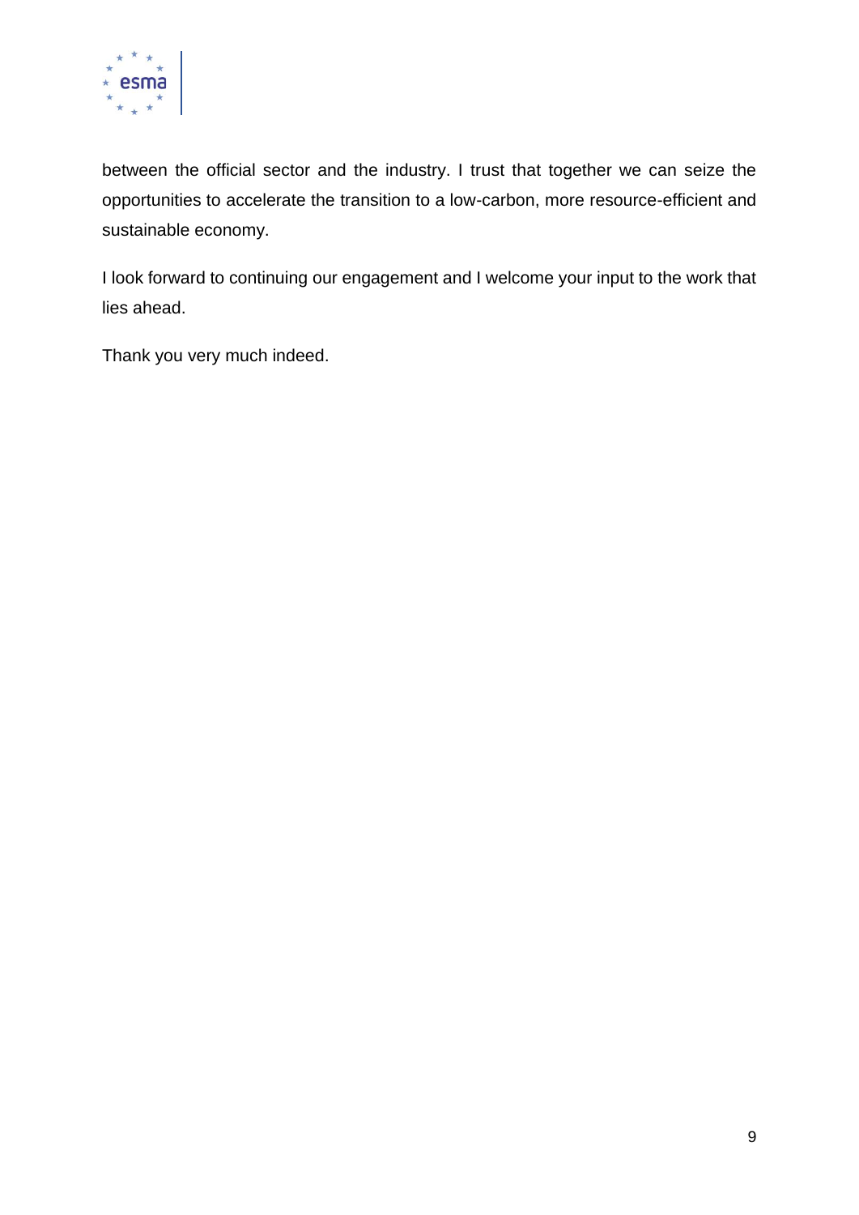between the official sector and the industry. I trust that together we can seize the opportunities to accelerate the transition to a low-carbon, more resource-efficient and sustainable economy.

I look forward to continuing our engagement and I welcome your input to the work that lies ahead.

Thank you very much indeed.